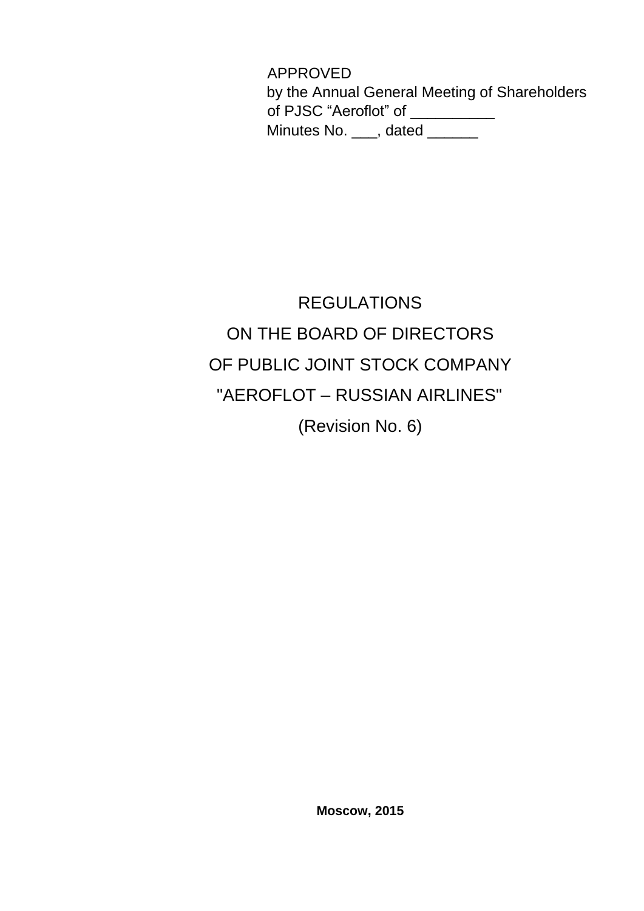APPROVED
by the Annual General Meeting of Shareholders
of PJSC “Aeroflot” of __________
Minutes No. ___, dated ______

# REGULATIONS
# ON THE BOARD OF DIRECTORS
# OF PUBLIC JOINT STOCK COMPANY
# "AEROFLOT – RUSSIAN AIRLINES"
# (Revision No. 6)

**Moscow, 2015**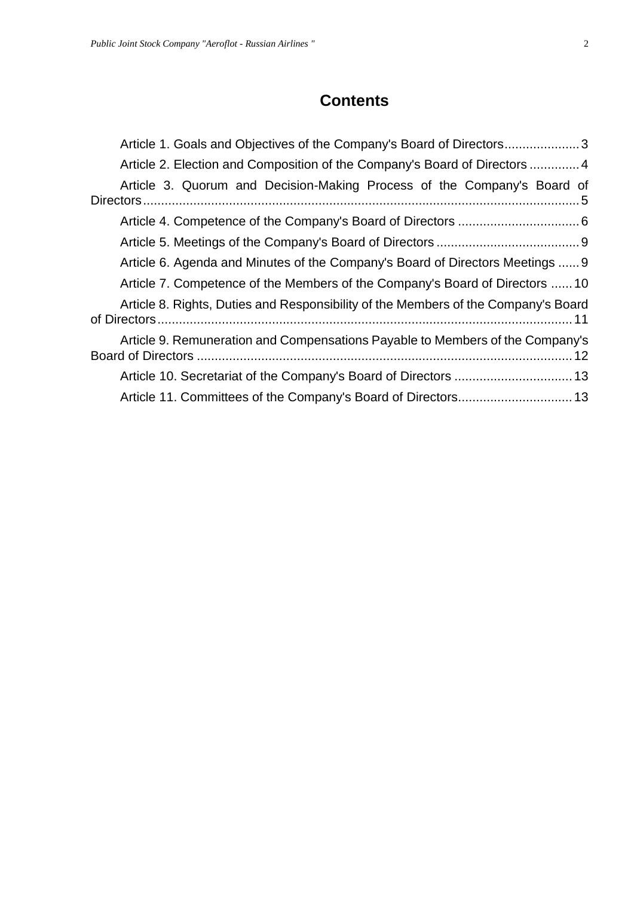## Contents

Article 1. Goals and Objectives of the Company's Board of Directors..................... 3

Article 2. Election and Composition of the Company's Board of Directors .............. 4

Article 3. Quorum and Decision-Making Process of the Company's Board of Directors.......................................................................................................................... 5

Article 4. Competence of the Company's Board of Directors .................................. 6

Article 5. Meetings of the Company's Board of Directors ........................................ 9

Article 6. Agenda and Minutes of the Company's Board of Directors Meetings ...... 9

Article 7. Competence of the Members of the Company's Board of Directors ...... 10

Article 8. Rights, Duties and Responsibility of the Members of the Company's Board of Directors.................................................................................................................. 11

Article 9. Remuneration and Compensations Payable to Members of the Company's Board of Directors ......................................................................................................... 12

Article 10. Secretariat of the Company's Board of Directors ................................. 13

Article 11. Committees of the Company's Board of Directors................................ 13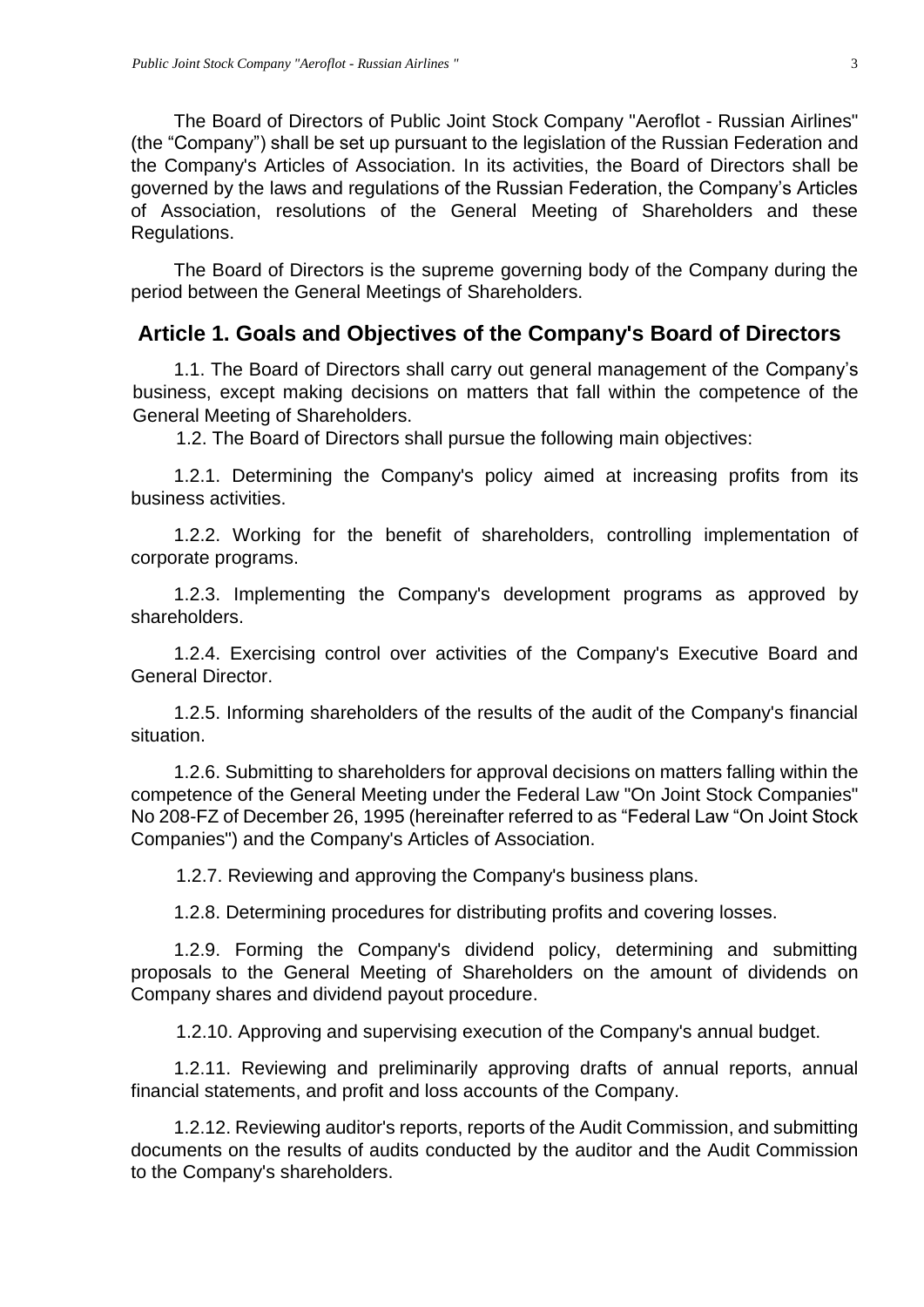The Board of Directors of Public Joint Stock Company "Aeroflot - Russian Airlines" (the “Company”) shall be set up pursuant to the legislation of the Russian Federation and the Company's Articles of Association. In its activities, the Board of Directors shall be governed by the laws and regulations of the Russian Federation, the Company’s Articles of Association, resolutions of the General Meeting of Shareholders and these Regulations.

The Board of Directors is the supreme governing body of the Company during the period between the General Meetings of Shareholders.

## Article 1. Goals and Objectives of the Company's Board of Directors

1.1. The Board of Directors shall carry out general management of the Company’s business, except making decisions on matters that fall within the competence of the General Meeting of Shareholders.

1.2. The Board of Directors shall pursue the following main objectives:

1.2.1. Determining the Company's policy aimed at increasing profits from its business activities.

1.2.2. Working for the benefit of shareholders, controlling implementation of corporate programs.

1.2.3. Implementing the Company's development programs as approved by shareholders.

1.2.4. Exercising control over activities of the Company's Executive Board and General Director.

1.2.5. Informing shareholders of the results of the audit of the Company's financial situation.

1.2.6. Submitting to shareholders for approval decisions on matters falling within the competence of the General Meeting under the Federal Law "On Joint Stock Companies" No 208-FZ of December 26, 1995 (hereinafter referred to as “Federal Law “On Joint Stock Companies") and the Company's Articles of Association.

1.2.7. Reviewing and approving the Company's business plans.

1.2.8. Determining procedures for distributing profits and covering losses.

1.2.9. Forming the Company's dividend policy, determining and submitting proposals to the General Meeting of Shareholders on the amount of dividends on Company shares and dividend payout procedure.

1.2.10. Approving and supervising execution of the Company's annual budget.

1.2.11. Reviewing and preliminarily approving drafts of annual reports, annual financial statements, and profit and loss accounts of the Company.

1.2.12. Reviewing auditor's reports, reports of the Audit Commission, and submitting documents on the results of audits conducted by the auditor and the Audit Commission to the Company's shareholders.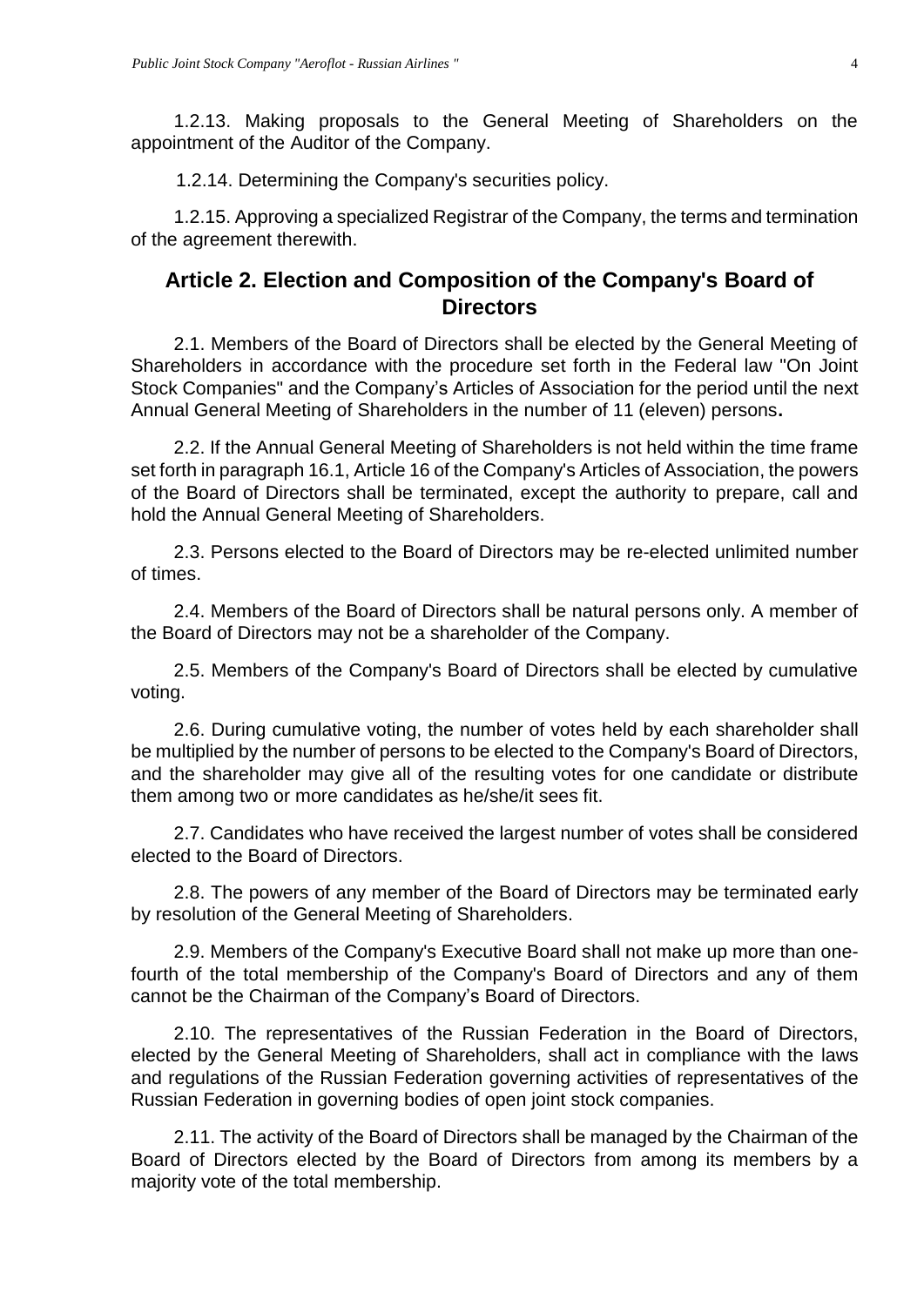1.2.13. Making proposals to the General Meeting of Shareholders on the appointment of the Auditor of the Company.

1.2.14. Determining the Company's securities policy.

1.2.15. Approving a specialized Registrar of the Company, the terms and termination of the agreement therewith.

## Article 2. Election and Composition of the Company's Board of Directors

2.1. Members of the Board of Directors shall be elected by the General Meeting of Shareholders in accordance with the procedure set forth in the Federal law "On Joint Stock Companies" and the Company's Articles of Association for the period until the next Annual General Meeting of Shareholders in the number of 11 (eleven) persons**.**

2.2. If the Annual General Meeting of Shareholders is not held within the time frame set forth in paragraph 16.1, Article 16 of the Company's Articles of Association, the powers of the Board of Directors shall be terminated, except the authority to prepare, call and hold the Annual General Meeting of Shareholders.

2.3. Persons elected to the Board of Directors may be re-elected unlimited number of times.

2.4. Members of the Board of Directors shall be natural persons only. A member of the Board of Directors may not be a shareholder of the Company.

2.5. Members of the Company's Board of Directors shall be elected by cumulative voting.

2.6. During cumulative voting, the number of votes held by each shareholder shall be multiplied by the number of persons to be elected to the Company's Board of Directors, and the shareholder may give all of the resulting votes for one candidate or distribute them among two or more candidates as he/she/it sees fit.

2.7. Candidates who have received the largest number of votes shall be considered elected to the Board of Directors.

2.8. The powers of any member of the Board of Directors may be terminated early by resolution of the General Meeting of Shareholders.

2.9. Members of the Company's Executive Board shall not make up more than one-fourth of the total membership of the Company's Board of Directors and any of them cannot be the Chairman of the Company's Board of Directors.

2.10. The representatives of the Russian Federation in the Board of Directors, elected by the General Meeting of Shareholders, shall act in compliance with the laws and regulations of the Russian Federation governing activities of representatives of the Russian Federation in governing bodies of open joint stock companies.

2.11. The activity of the Board of Directors shall be managed by the Chairman of the Board of Directors elected by the Board of Directors from among its members by a majority vote of the total membership.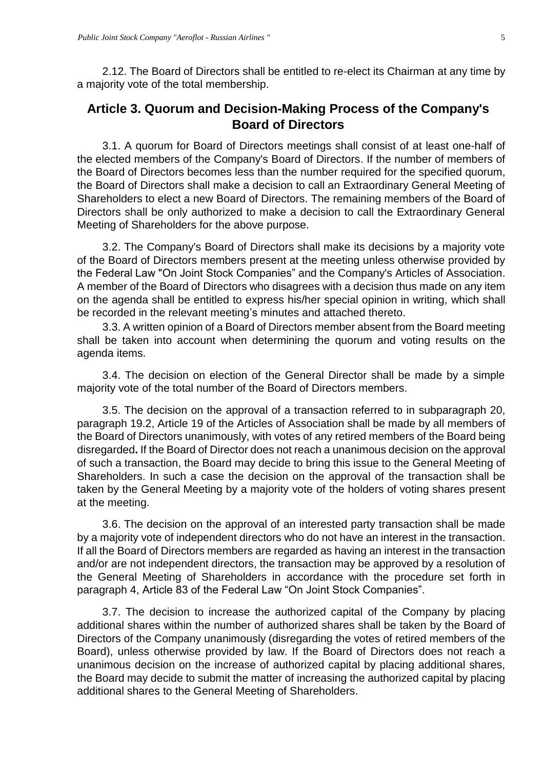2.12. The Board of Directors shall be entitled to re-elect its Chairman at any time by a majority vote of the total membership.

## Article 3. Quorum and Decision-Making Process of the Company's Board of Directors

3.1. A quorum for Board of Directors meetings shall consist of at least one-half of the elected members of the Company's Board of Directors. If the number of members of the Board of Directors becomes less than the number required for the specified quorum, the Board of Directors shall make a decision to call an Extraordinary General Meeting of Shareholders to elect a new Board of Directors. The remaining members of the Board of Directors shall be only authorized to make a decision to call the Extraordinary General Meeting of Shareholders for the above purpose.

3.2. The Company's Board of Directors shall make its decisions by a majority vote of the Board of Directors members present at the meeting unless otherwise provided by the Federal Law "On Joint Stock Companies" and the Company's Articles of Association. A member of the Board of Directors who disagrees with a decision thus made on any item on the agenda shall be entitled to express his/her special opinion in writing, which shall be recorded in the relevant meeting's minutes and attached thereto.

3.3. A written opinion of a Board of Directors member absent from the Board meeting shall be taken into account when determining the quorum and voting results on the agenda items.

3.4. The decision on election of the General Director shall be made by a simple majority vote of the total number of the Board of Directors members.

3.5. The decision on the approval of a transaction referred to in subparagraph 20, paragraph 19.2, Article 19 of the Articles of Association shall be made by all members of the Board of Directors unanimously, with votes of any retired members of the Board being disregarded**.** If the Board of Director does not reach a unanimous decision on the approval of such a transaction, the Board may decide to bring this issue to the General Meeting of Shareholders. In such a case the decision on the approval of the transaction shall be taken by the General Meeting by a majority vote of the holders of voting shares present at the meeting.

3.6. The decision on the approval of an interested party transaction shall be made by a majority vote of independent directors who do not have an interest in the transaction. If all the Board of Directors members are regarded as having an interest in the transaction and/or are not independent directors, the transaction may be approved by a resolution of the General Meeting of Shareholders in accordance with the procedure set forth in paragraph 4, Article 83 of the Federal Law "On Joint Stock Companies".

3.7. The decision to increase the authorized capital of the Company by placing additional shares within the number of authorized shares shall be taken by the Board of Directors of the Company unanimously (disregarding the votes of retired members of the Board), unless otherwise provided by law. If the Board of Directors does not reach a unanimous decision on the increase of authorized capital by placing additional shares, the Board may decide to submit the matter of increasing the authorized capital by placing additional shares to the General Meeting of Shareholders.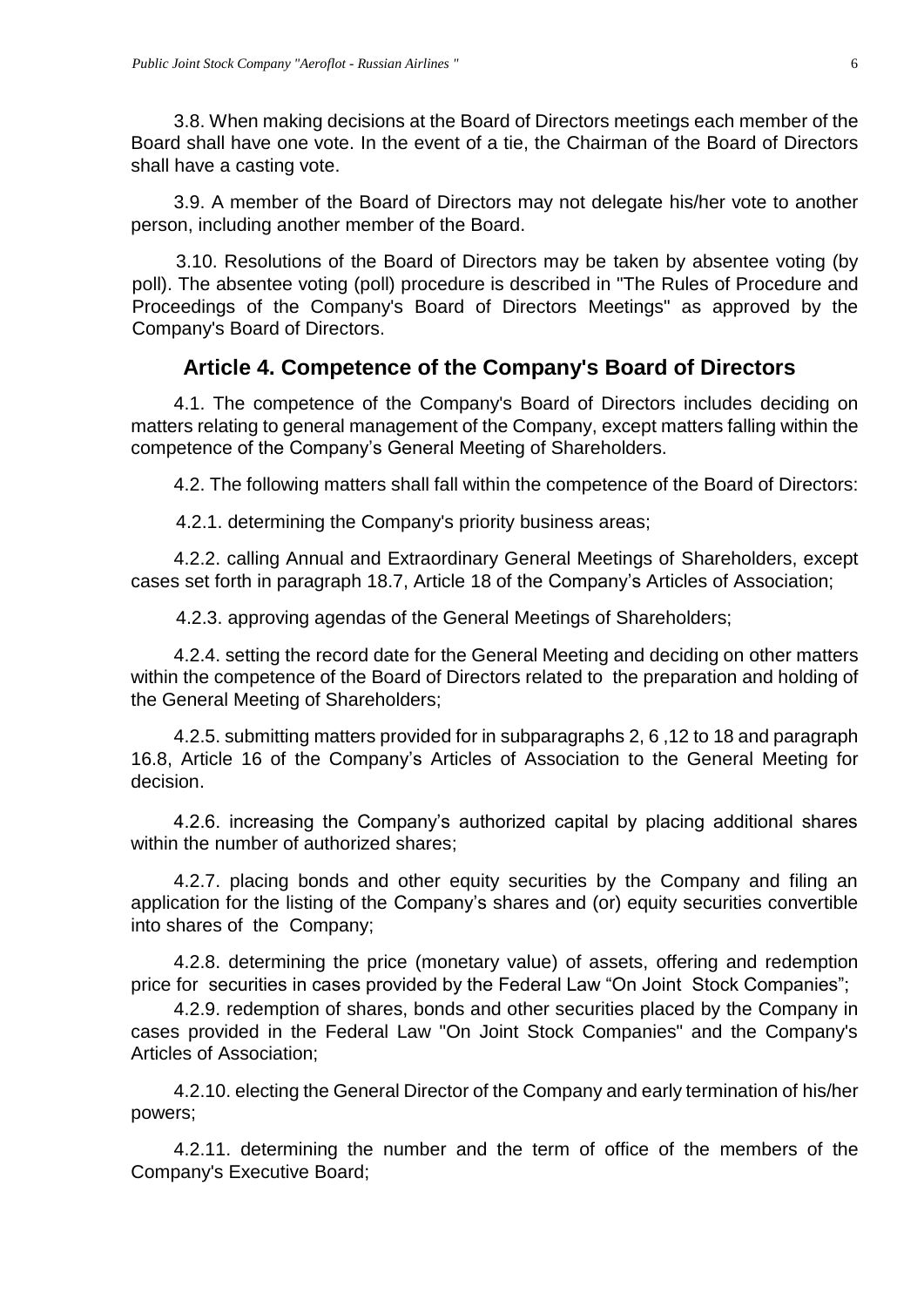3.8. When making decisions at the Board of Directors meetings each member of the Board shall have one vote. In the event of a tie, the Chairman of the Board of Directors shall have a casting vote.

3.9. A member of the Board of Directors may not delegate his/her vote to another person, including another member of the Board.

3.10. Resolutions of the Board of Directors may be taken by absentee voting (by poll). The absentee voting (poll) procedure is described in "The Rules of Procedure and Proceedings of the Company's Board of Directors Meetings" as approved by the Company's Board of Directors.

## Article 4. Competence of the Company's Board of Directors

4.1. The competence of the Company's Board of Directors includes deciding on matters relating to general management of the Company, except matters falling within the competence of the Company's General Meeting of Shareholders.

4.2. The following matters shall fall within the competence of the Board of Directors:

4.2.1. determining the Company's priority business areas;

4.2.2. calling Annual and Extraordinary General Meetings of Shareholders, except cases set forth in paragraph 18.7, Article 18 of the Company's Articles of Association;

4.2.3. approving agendas of the General Meetings of Shareholders;

4.2.4. setting the record date for the General Meeting and deciding on other matters within the competence of the Board of Directors related to the preparation and holding of the General Meeting of Shareholders;

4.2.5. submitting matters provided for in subparagraphs 2, 6 ,12 to 18 and paragraph 16.8, Article 16 of the Company's Articles of Association to the General Meeting for decision.

4.2.6. increasing the Company's authorized capital by placing additional shares within the number of authorized shares;

4.2.7. placing bonds and other equity securities by the Company and filing an application for the listing of the Company's shares and (or) equity securities convertible into shares of the Company;

4.2.8. determining the price (monetary value) of assets, offering and redemption price for securities in cases provided by the Federal Law "On Joint Stock Companies";

4.2.9. redemption of shares, bonds and other securities placed by the Company in cases provided in the Federal Law "On Joint Stock Companies" and the Company's Articles of Association;

4.2.10. electing the General Director of the Company and early termination of his/her powers;

4.2.11. determining the number and the term of office of the members of the Company's Executive Board;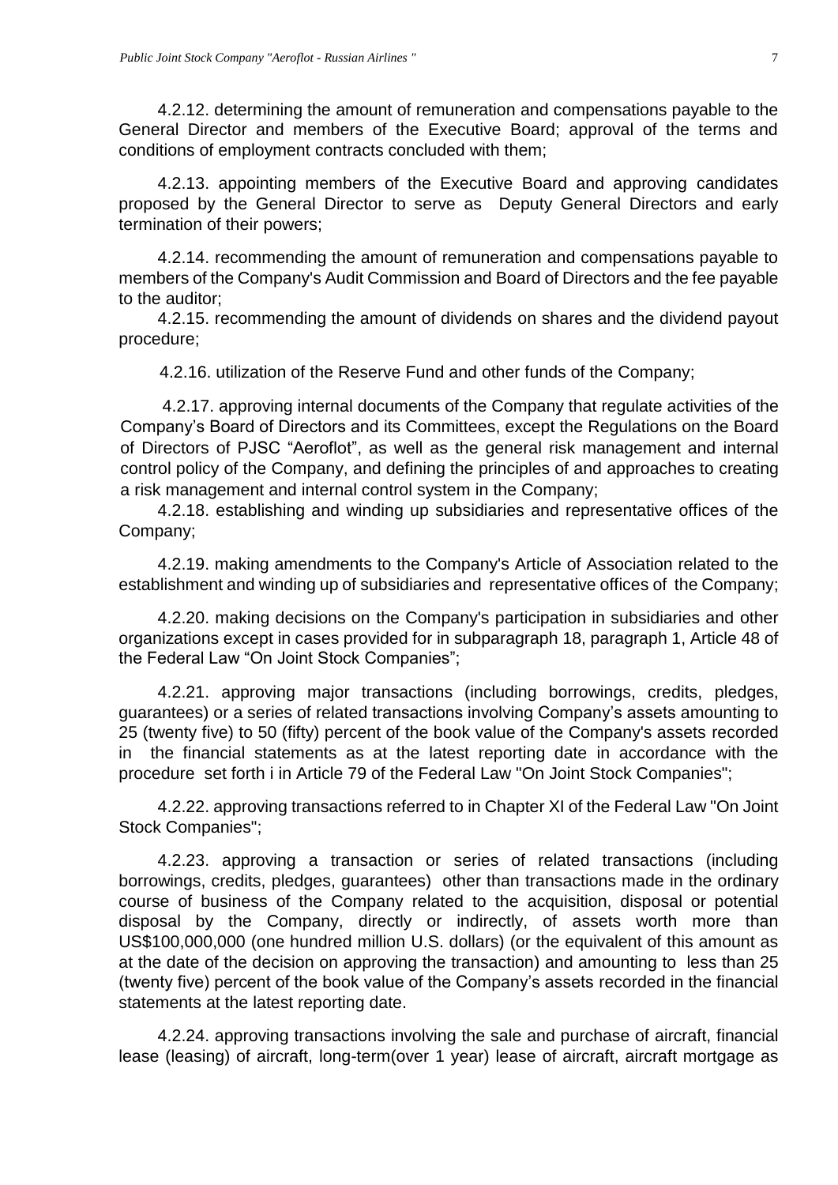4.2.12. determining the amount of remuneration and compensations payable to the General Director and members of the Executive Board; approval of the terms and conditions of employment contracts concluded with them;

4.2.13. appointing members of the Executive Board and approving candidates proposed by the General Director to serve as Deputy General Directors and early termination of their powers;

4.2.14. recommending the amount of remuneration and compensations payable to members of the Company's Audit Commission and Board of Directors and the fee payable to the auditor;

4.2.15. recommending the amount of dividends on shares and the dividend payout procedure;

4.2.16. utilization of the Reserve Fund and other funds of the Company;

4.2.17. approving internal documents of the Company that regulate activities of the Company's Board of Directors and its Committees, except the Regulations on the Board of Directors of PJSC "Aeroflot", as well as the general risk management and internal control policy of the Company, and defining the principles of and approaches to creating a risk management and internal control system in the Company;

4.2.18. establishing and winding up subsidiaries and representative offices of the Company;

4.2.19. making amendments to the Company's Article of Association related to the establishment and winding up of subsidiaries and representative offices of the Company;

4.2.20. making decisions on the Company's participation in subsidiaries and other organizations except in cases provided for in subparagraph 18, paragraph 1, Article 48 of the Federal Law "On Joint Stock Companies";

4.2.21. approving major transactions (including borrowings, credits, pledges, guarantees) or a series of related transactions involving Company's assets amounting to 25 (twenty five) to 50 (fifty) percent of the book value of the Company's assets recorded in the financial statements as at the latest reporting date in accordance with the procedure set forth i in Article 79 of the Federal Law "On Joint Stock Companies";

4.2.22. approving transactions referred to in Chapter XI of the Federal Law "On Joint Stock Companies";

4.2.23. approving a transaction or series of related transactions (including borrowings, credits, pledges, guarantees) other than transactions made in the ordinary course of business of the Company related to the acquisition, disposal or potential disposal by the Company, directly or indirectly, of assets worth more than US$100,000,000 (one hundred million U.S. dollars) (or the equivalent of this amount as at the date of the decision on approving the transaction) and amounting to less than 25 (twenty five) percent of the book value of the Company's assets recorded in the financial statements at the latest reporting date.

4.2.24. approving transactions involving the sale and purchase of aircraft, financial lease (leasing) of aircraft, long-term(over 1 year) lease of aircraft, aircraft mortgage as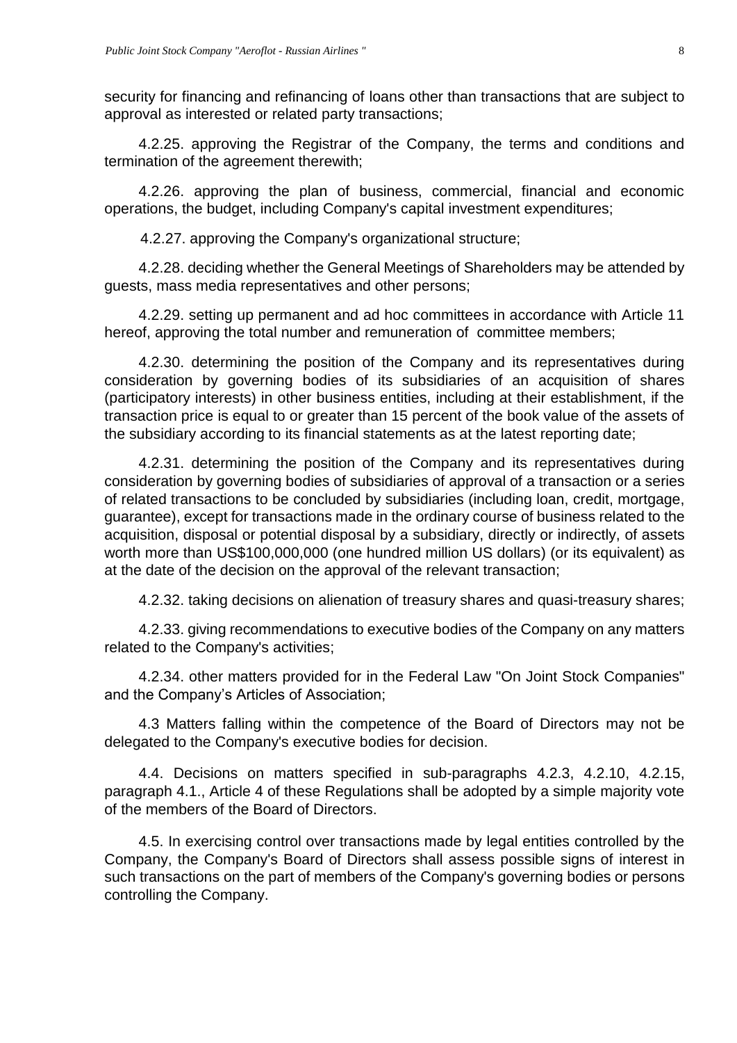security for financing and refinancing of loans other than transactions that are subject to approval as interested or related party transactions;

4.2.25. approving the Registrar of the Company, the terms and conditions and termination of the agreement therewith;

4.2.26. approving the plan of business, commercial, financial and economic operations, the budget, including Company's capital investment expenditures;

4.2.27. approving the Company's organizational structure;

4.2.28. deciding whether the General Meetings of Shareholders may be attended by guests, mass media representatives and other persons;

4.2.29. setting up permanent and ad hoc committees in accordance with Article 11 hereof, approving the total number and remuneration of committee members;

4.2.30. determining the position of the Company and its representatives during consideration by governing bodies of its subsidiaries of an acquisition of shares (participatory interests) in other business entities, including at their establishment, if the transaction price is equal to or greater than 15 percent of the book value of the assets of the subsidiary according to its financial statements as at the latest reporting date;

4.2.31. determining the position of the Company and its representatives during consideration by governing bodies of subsidiaries of approval of a transaction or a series of related transactions to be concluded by subsidiaries (including loan, credit, mortgage, guarantee), except for transactions made in the ordinary course of business related to the acquisition, disposal or potential disposal by a subsidiary, directly or indirectly, of assets worth more than US$100,000,000 (one hundred million US dollars) (or its equivalent) as at the date of the decision on the approval of the relevant transaction;

4.2.32. taking decisions on alienation of treasury shares and quasi-treasury shares;

4.2.33. giving recommendations to executive bodies of the Company on any matters related to the Company's activities;

4.2.34. other matters provided for in the Federal Law "On Joint Stock Companies" and the Company's Articles of Association;

4.3 Matters falling within the competence of the Board of Directors may not be delegated to the Company's executive bodies for decision.

4.4. Decisions on matters specified in sub-paragraphs 4.2.3, 4.2.10, 4.2.15, paragraph 4.1., Article 4 of these Regulations shall be adopted by a simple majority vote of the members of the Board of Directors.

4.5. In exercising control over transactions made by legal entities controlled by the Company, the Company's Board of Directors shall assess possible signs of interest in such transactions on the part of members of the Company's governing bodies or persons controlling the Company.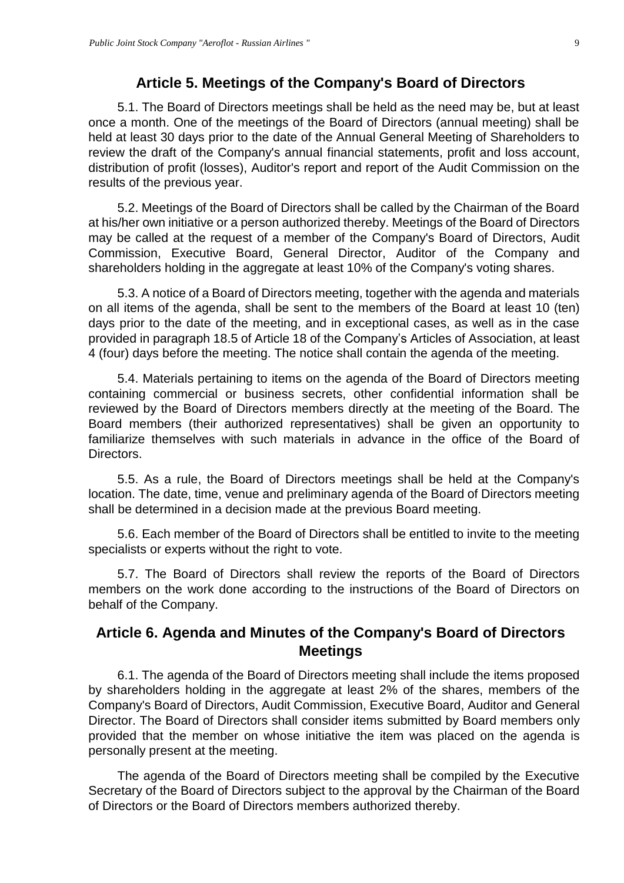## Article 5. Meetings of the Company's Board of Directors

5.1. The Board of Directors meetings shall be held as the need may be, but at least once a month. One of the meetings of the Board of Directors (annual meeting) shall be held at least 30 days prior to the date of the Annual General Meeting of Shareholders to review the draft of the Company's annual financial statements, profit and loss account, distribution of profit (losses), Auditor's report and report of the Audit Commission on the results of the previous year.

5.2. Meetings of the Board of Directors shall be called by the Chairman of the Board at his/her own initiative or a person authorized thereby. Meetings of the Board of Directors may be called at the request of a member of the Company's Board of Directors, Audit Commission, Executive Board, General Director, Auditor of the Company and shareholders holding in the aggregate at least 10% of the Company's voting shares.

5.3. A notice of a Board of Directors meeting, together with the agenda and materials on all items of the agenda, shall be sent to the members of the Board at least 10 (ten) days prior to the date of the meeting, and in exceptional cases, as well as in the case provided in paragraph 18.5 of Article 18 of the Company's Articles of Association, at least 4 (four) days before the meeting. The notice shall contain the agenda of the meeting.

5.4. Materials pertaining to items on the agenda of the Board of Directors meeting containing commercial or business secrets, other confidential information shall be reviewed by the Board of Directors members directly at the meeting of the Board. The Board members (their authorized representatives) shall be given an opportunity to familiarize themselves with such materials in advance in the office of the Board of Directors.

5.5. As a rule, the Board of Directors meetings shall be held at the Company's location. The date, time, venue and preliminary agenda of the Board of Directors meeting shall be determined in a decision made at the previous Board meeting.

5.6. Each member of the Board of Directors shall be entitled to invite to the meeting specialists or experts without the right to vote.

5.7. The Board of Directors shall review the reports of the Board of Directors members on the work done according to the instructions of the Board of Directors on behalf of the Company.

## Article 6. Agenda and Minutes of the Company's Board of Directors Meetings

6.1. The agenda of the Board of Directors meeting shall include the items proposed by shareholders holding in the aggregate at least 2% of the shares, members of the Company's Board of Directors, Audit Commission, Executive Board, Auditor and General Director. The Board of Directors shall consider items submitted by Board members only provided that the member on whose initiative the item was placed on the agenda is personally present at the meeting.

The agenda of the Board of Directors meeting shall be compiled by the Executive Secretary of the Board of Directors subject to the approval by the Chairman of the Board of Directors or the Board of Directors members authorized thereby.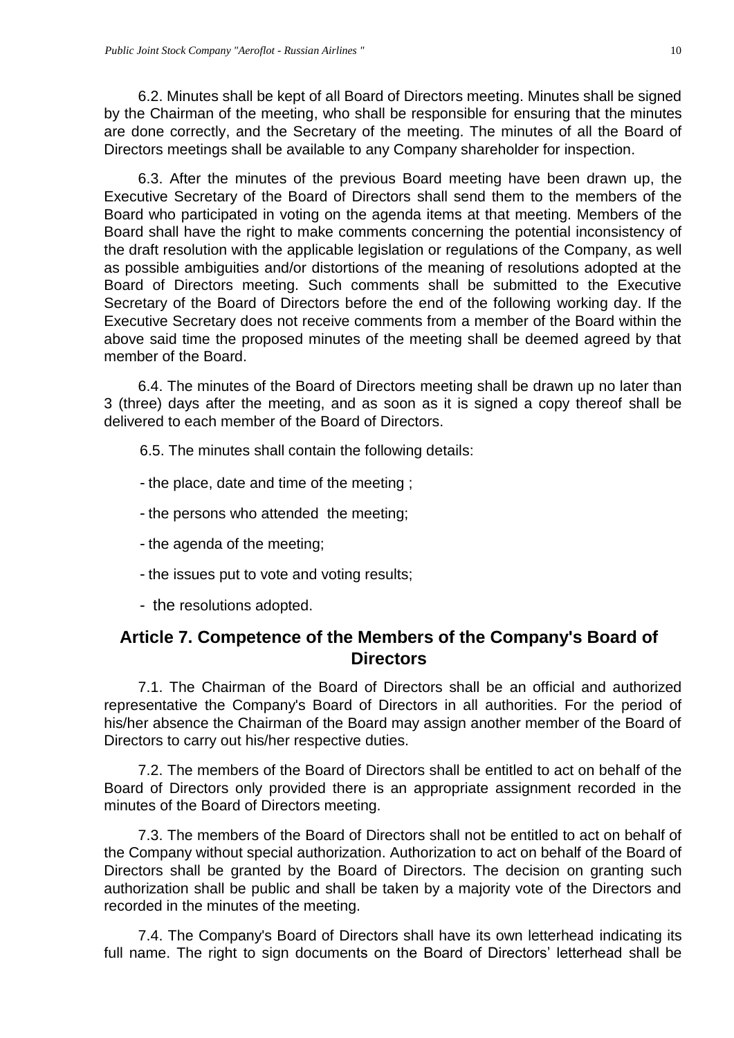6.2. Minutes shall be kept of all Board of Directors meeting. Minutes shall be signed by the Chairman of the meeting, who shall be responsible for ensuring that the minutes are done correctly, and the Secretary of the meeting. The minutes of all the Board of Directors meetings shall be available to any Company shareholder for inspection.

6.3. After the minutes of the previous Board meeting have been drawn up, the Executive Secretary of the Board of Directors shall send them to the members of the Board who participated in voting on the agenda items at that meeting. Members of the Board shall have the right to make comments concerning the potential inconsistency of the draft resolution with the applicable legislation or regulations of the Company, as well as possible ambiguities and/or distortions of the meaning of resolutions adopted at the Board of Directors meeting. Such comments shall be submitted to the Executive Secretary of the Board of Directors before the end of the following working day. If the Executive Secretary does not receive comments from a member of the Board within the above said time the proposed minutes of the meeting shall be deemed agreed by that member of the Board.

6.4. The minutes of the Board of Directors meeting shall be drawn up no later than 3 (three) days after the meeting, and as soon as it is signed a copy thereof shall be delivered to each member of the Board of Directors.

6.5. The minutes shall contain the following details:

- the place, date and time of the meeting ;
- the persons who attended the meeting;
- the agenda of the meeting;
- the issues put to vote and voting results;
- the resolutions adopted.

## Article 7. Competence of the Members of the Company's Board of Directors

7.1. The Chairman of the Board of Directors shall be an official and authorized representative the Company's Board of Directors in all authorities. For the period of his/her absence the Chairman of the Board may assign another member of the Board of Directors to carry out his/her respective duties.

7.2. The members of the Board of Directors shall be entitled to act on behalf of the Board of Directors only provided there is an appropriate assignment recorded in the minutes of the Board of Directors meeting.

7.3. The members of the Board of Directors shall not be entitled to act on behalf of the Company without special authorization. Authorization to act on behalf of the Board of Directors shall be granted by the Board of Directors. The decision on granting such authorization shall be public and shall be taken by a majority vote of the Directors and recorded in the minutes of the meeting.

7.4. The Company's Board of Directors shall have its own letterhead indicating its full name. The right to sign documents on the Board of Directors' letterhead shall be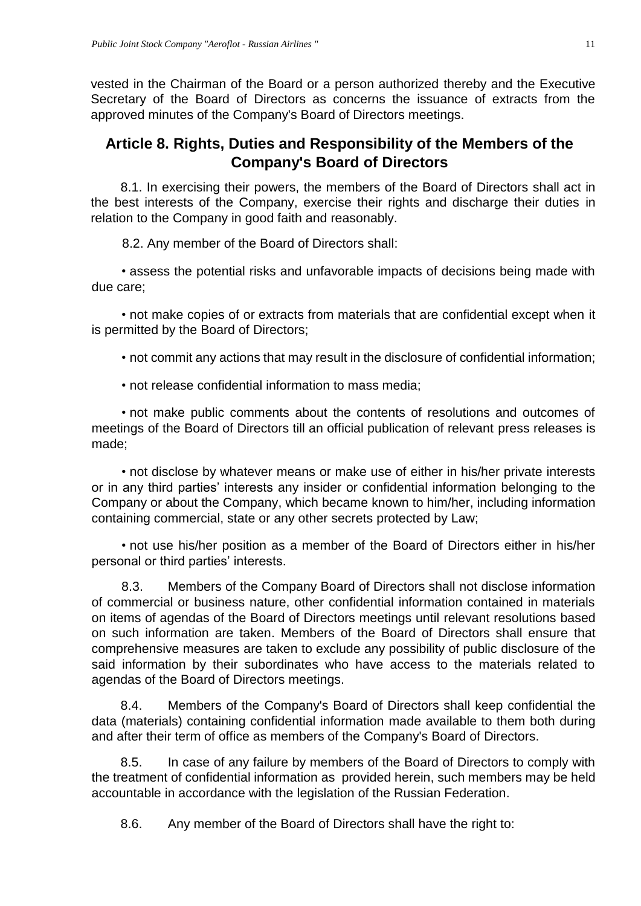vested in the Chairman of the Board or a person authorized thereby and the Executive Secretary of the Board of Directors as concerns the issuance of extracts from the approved minutes of the Company's Board of Directors meetings.

## Article 8. Rights, Duties and Responsibility of the Members of the Company's Board of Directors

8.1. In exercising their powers, the members of the Board of Directors shall act in the best interests of the Company, exercise their rights and discharge their duties in relation to the Company in good faith and reasonably.

8.2. Any member of the Board of Directors shall:

• assess the potential risks and unfavorable impacts of decisions being made with due care;

• not make copies of or extracts from materials that are confidential except when it is permitted by the Board of Directors;

• not commit any actions that may result in the disclosure of confidential information;

• not release confidential information to mass media;

• not make public comments about the contents of resolutions and outcomes of meetings of the Board of Directors till an official publication of relevant press releases is made;

• not disclose by whatever means or make use of either in his/her private interests or in any third parties' interests any insider or confidential information belonging to the Company or about the Company, which became known to him/her, including information containing commercial, state or any other secrets protected by Law;

• not use his/her position as a member of the Board of Directors either in his/her personal or third parties' interests.

8.3. Members of the Company Board of Directors shall not disclose information of commercial or business nature, other confidential information contained in materials on items of agendas of the Board of Directors meetings until relevant resolutions based on such information are taken. Members of the Board of Directors shall ensure that comprehensive measures are taken to exclude any possibility of public disclosure of the said information by their subordinates who have access to the materials related to agendas of the Board of Directors meetings.

8.4. Members of the Company's Board of Directors shall keep confidential the data (materials) containing confidential information made available to them both during and after their term of office as members of the Company's Board of Directors.

8.5. In case of any failure by members of the Board of Directors to comply with the treatment of confidential information as provided herein, such members may be held accountable in accordance with the legislation of the Russian Federation.

8.6. Any member of the Board of Directors shall have the right to: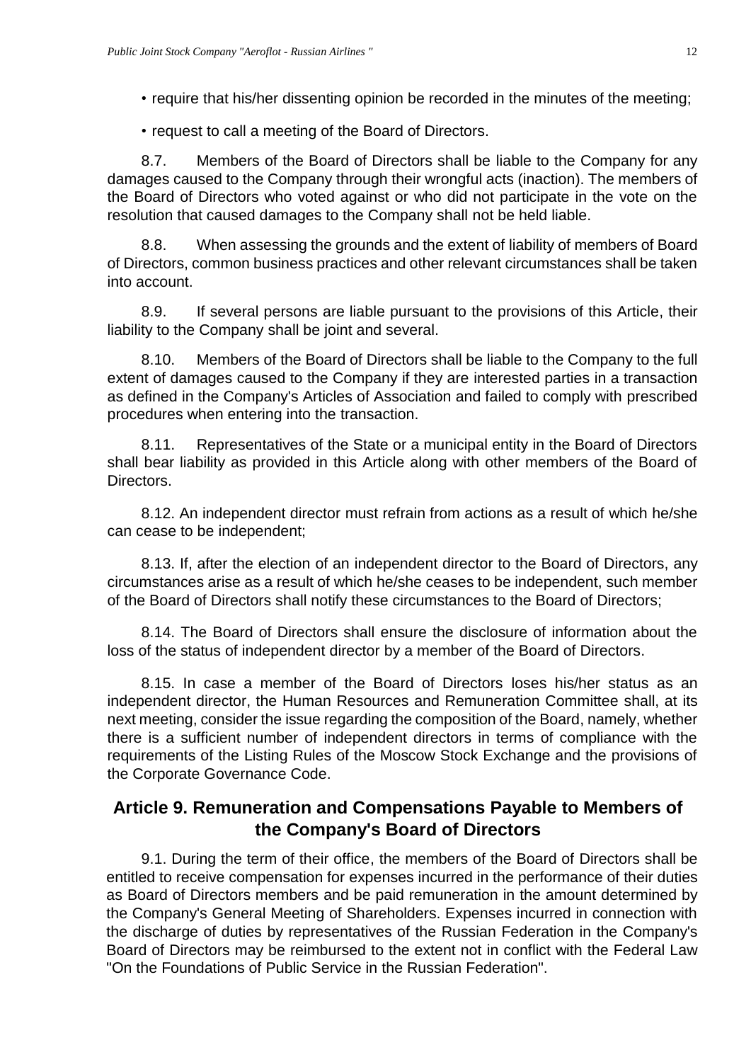• require that his/her dissenting opinion be recorded in the minutes of the meeting;

• request to call a meeting of the Board of Directors.

8.7. Members of the Board of Directors shall be liable to the Company for any damages caused to the Company through their wrongful acts (inaction). The members of the Board of Directors who voted against or who did not participate in the vote on the resolution that caused damages to the Company shall not be held liable.

8.8. When assessing the grounds and the extent of liability of members of Board of Directors, common business practices and other relevant circumstances shall be taken into account.

8.9. If several persons are liable pursuant to the provisions of this Article, their liability to the Company shall be joint and several.

8.10. Members of the Board of Directors shall be liable to the Company to the full extent of damages caused to the Company if they are interested parties in a transaction as defined in the Company's Articles of Association and failed to comply with prescribed procedures when entering into the transaction.

8.11. Representatives of the State or a municipal entity in the Board of Directors shall bear liability as provided in this Article along with other members of the Board of Directors.

8.12. An independent director must refrain from actions as a result of which he/she can cease to be independent;

8.13. If, after the election of an independent director to the Board of Directors, any circumstances arise as a result of which he/she ceases to be independent, such member of the Board of Directors shall notify these circumstances to the Board of Directors;

8.14. The Board of Directors shall ensure the disclosure of information about the loss of the status of independent director by a member of the Board of Directors.

8.15. In case a member of the Board of Directors loses his/her status as an independent director, the Human Resources and Remuneration Committee shall, at its next meeting, consider the issue regarding the composition of the Board, namely, whether there is a sufficient number of independent directors in terms of compliance with the requirements of the Listing Rules of the Moscow Stock Exchange and the provisions of the Corporate Governance Code.

## Article 9. Remuneration and Compensations Payable to Members of the Company's Board of Directors

9.1. During the term of their office, the members of the Board of Directors shall be entitled to receive compensation for expenses incurred in the performance of their duties as Board of Directors members and be paid remuneration in the amount determined by the Company's General Meeting of Shareholders. Expenses incurred in connection with the discharge of duties by representatives of the Russian Federation in the Company's Board of Directors may be reimbursed to the extent not in conflict with the Federal Law "On the Foundations of Public Service in the Russian Federation".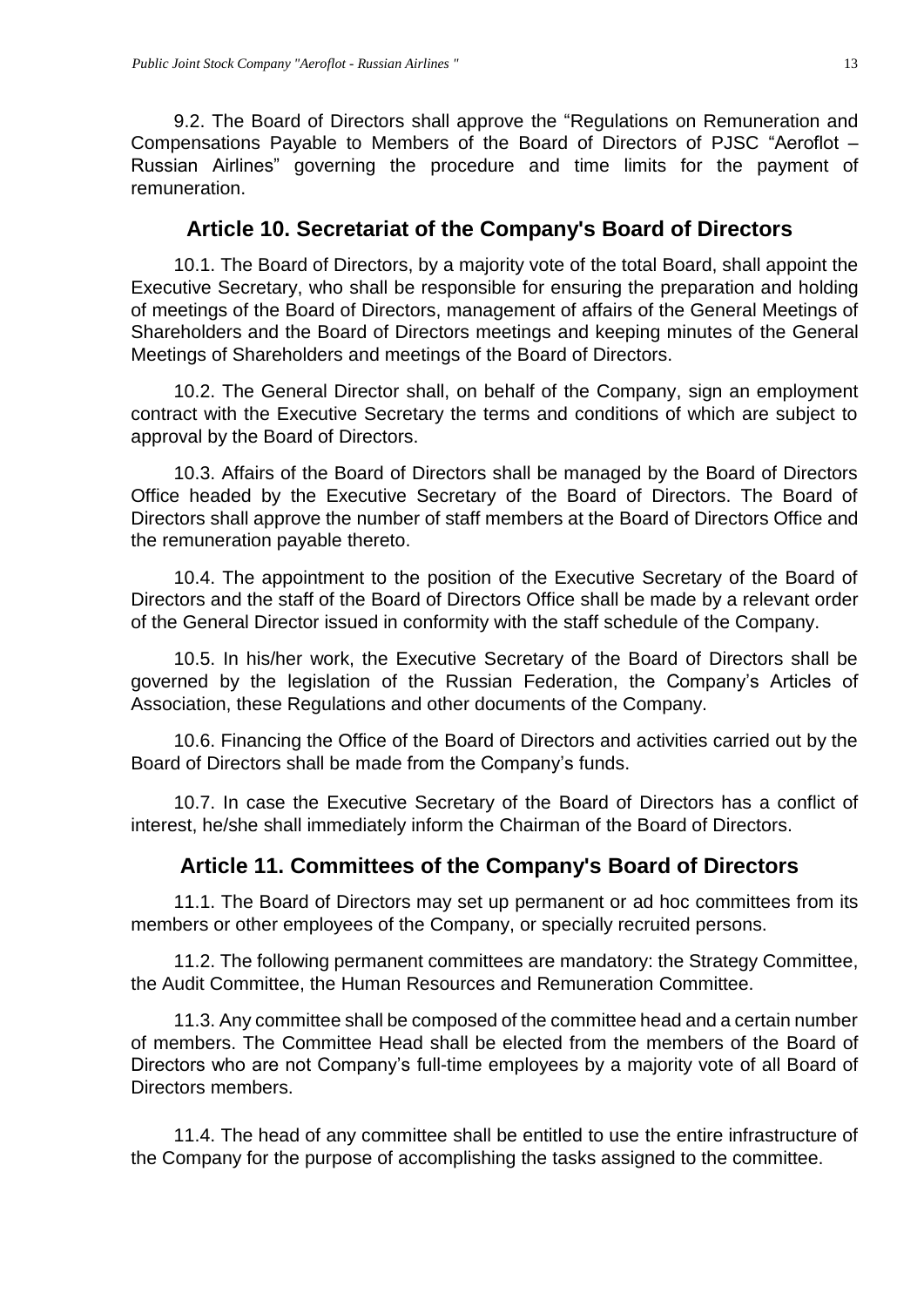9.2. The Board of Directors shall approve the "Regulations on Remuneration and Compensations Payable to Members of the Board of Directors of PJSC "Aeroflot – Russian Airlines" governing the procedure and time limits for the payment of remuneration.

## Article 10. Secretariat of the Company's Board of Directors

10.1. The Board of Directors, by a majority vote of the total Board, shall appoint the Executive Secretary, who shall be responsible for ensuring the preparation and holding of meetings of the Board of Directors, management of affairs of the General Meetings of Shareholders and the Board of Directors meetings and keeping minutes of the General Meetings of Shareholders and meetings of the Board of Directors.

10.2. The General Director shall, on behalf of the Company, sign an employment contract with the Executive Secretary the terms and conditions of which are subject to approval by the Board of Directors.

10.3. Affairs of the Board of Directors shall be managed by the Board of Directors Office headed by the Executive Secretary of the Board of Directors. The Board of Directors shall approve the number of staff members at the Board of Directors Office and the remuneration payable thereto.

10.4. The appointment to the position of the Executive Secretary of the Board of Directors and the staff of the Board of Directors Office shall be made by a relevant order of the General Director issued in conformity with the staff schedule of the Company.

10.5. In his/her work, the Executive Secretary of the Board of Directors shall be governed by the legislation of the Russian Federation, the Company's Articles of Association, these Regulations and other documents of the Company.

10.6. Financing the Office of the Board of Directors and activities carried out by the Board of Directors shall be made from the Company's funds.

10.7. In case the Executive Secretary of the Board of Directors has a conflict of interest, he/she shall immediately inform the Chairman of the Board of Directors.

## Article 11. Committees of the Company's Board of Directors

11.1. The Board of Directors may set up permanent or ad hoc committees from its members or other employees of the Company, or specially recruited persons.

11.2. The following permanent committees are mandatory: the Strategy Committee, the Audit Committee, the Human Resources and Remuneration Committee.

11.3. Any committee shall be composed of the committee head and a certain number of members. The Committee Head shall be elected from the members of the Board of Directors who are not Company's full-time employees by a majority vote of all Board of Directors members.

11.4. The head of any committee shall be entitled to use the entire infrastructure of the Company for the purpose of accomplishing the tasks assigned to the committee.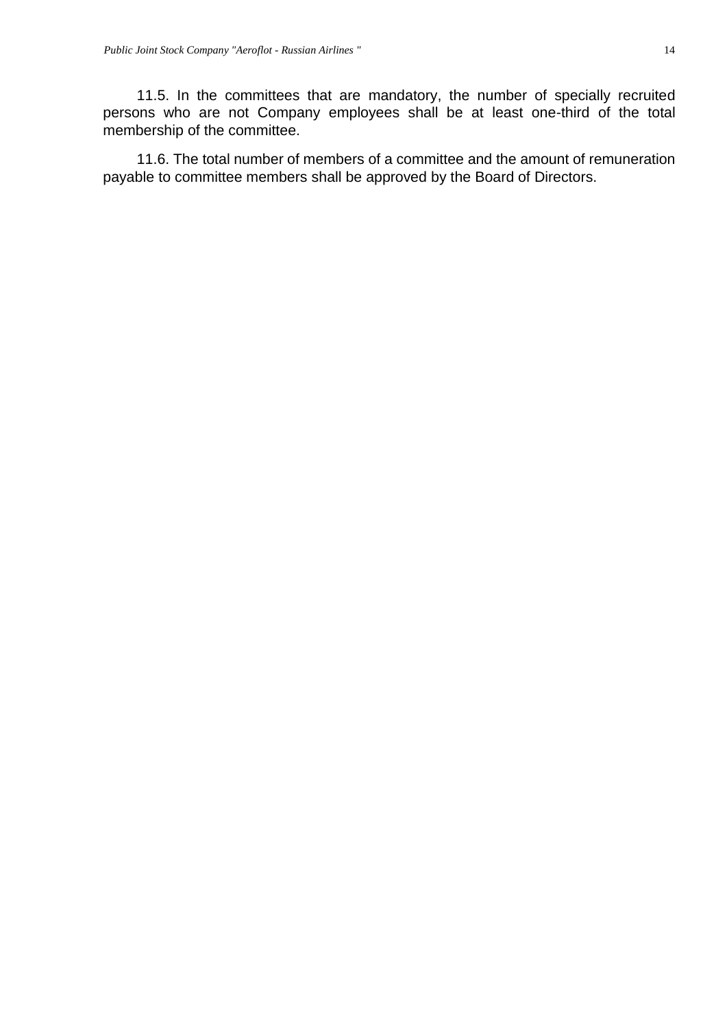11.5. In the committees that are mandatory, the number of specially recruited persons who are not Company employees shall be at least one-third of the total membership of the committee.

11.6. The total number of members of a committee and the amount of remuneration payable to committee members shall be approved by the Board of Directors.